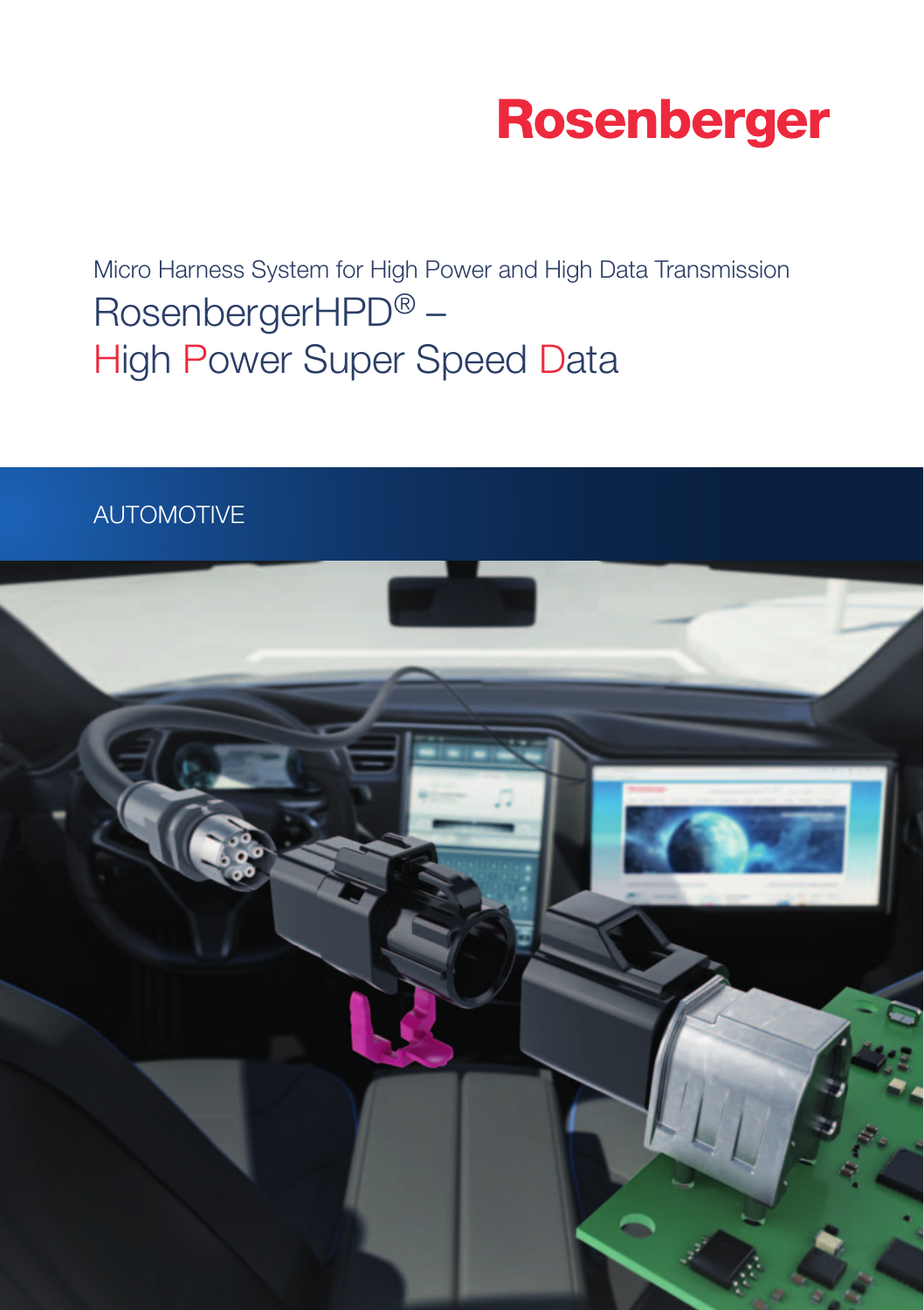Rosenberger

Micro Harness System for High Power and High Data Transmission

# RosenbergerHPD® – High Power Super Speed Data

AUTOMOTIVE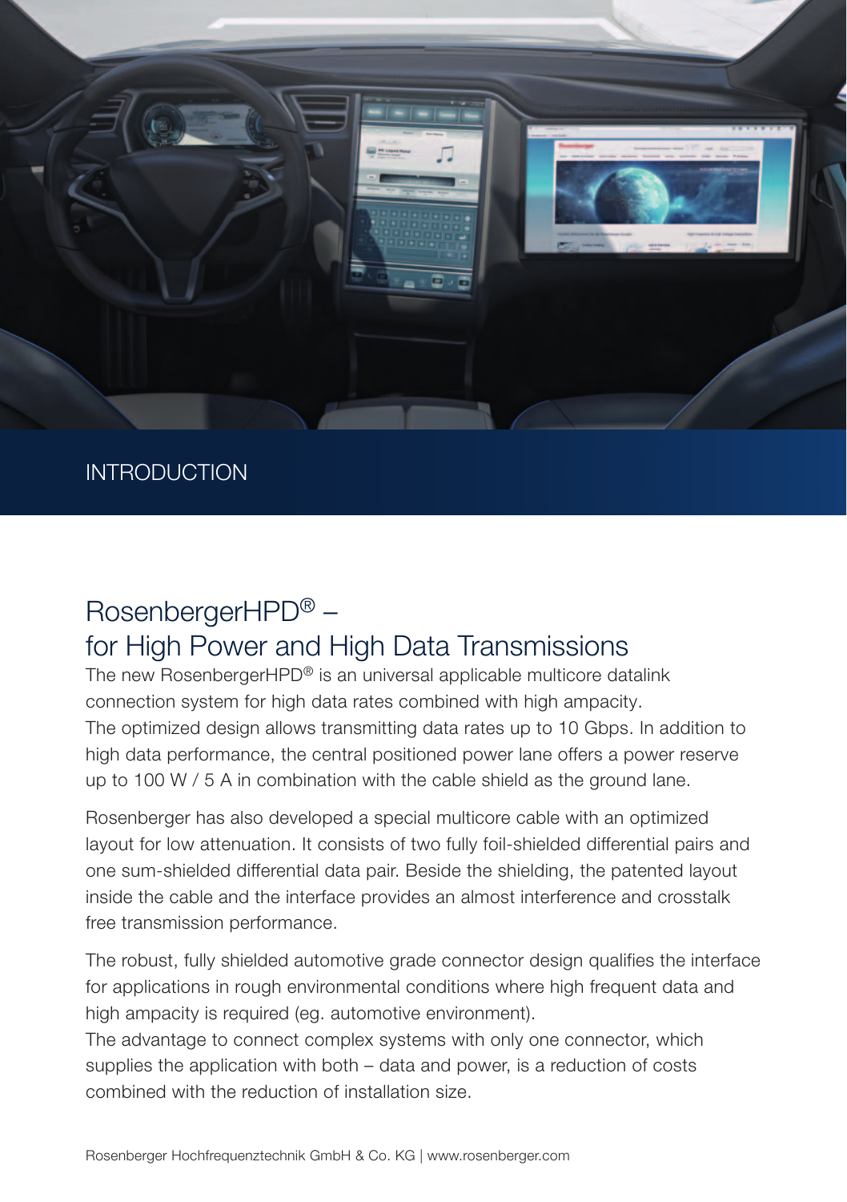## INTRODUCTION

# RosenbergerHPD® – for High Power and High Data Transmissions

The new RosenbergerHPD® is an universal applicable multicore datalink connection system for high data rates combined with high ampacity.
The optimized design allows transmitting data rates up to 10 Gbps. In addition to high data performance, the central positioned power lane offers a power reserve up to 100 W / 5 A in combination with the cable shield as the ground lane.

Rosenberger has also developed a special multicore cable with an optimized layout for low attenuation. It consists of two fully foil-shielded differential pairs and one sum-shielded differential data pair. Beside the shielding, the patented layout inside the cable and the interface provides an almost interference and crosstalk free transmission performance.

The robust, fully shielded automotive grade connector design qualifies the interface for applications in rough environmental conditions where high frequent data and high ampacity is required (eg. automotive environment).
The advantage to connect complex systems with only one connector, which supplies the application with both – data and power, is a reduction of costs combined with the reduction of installation size.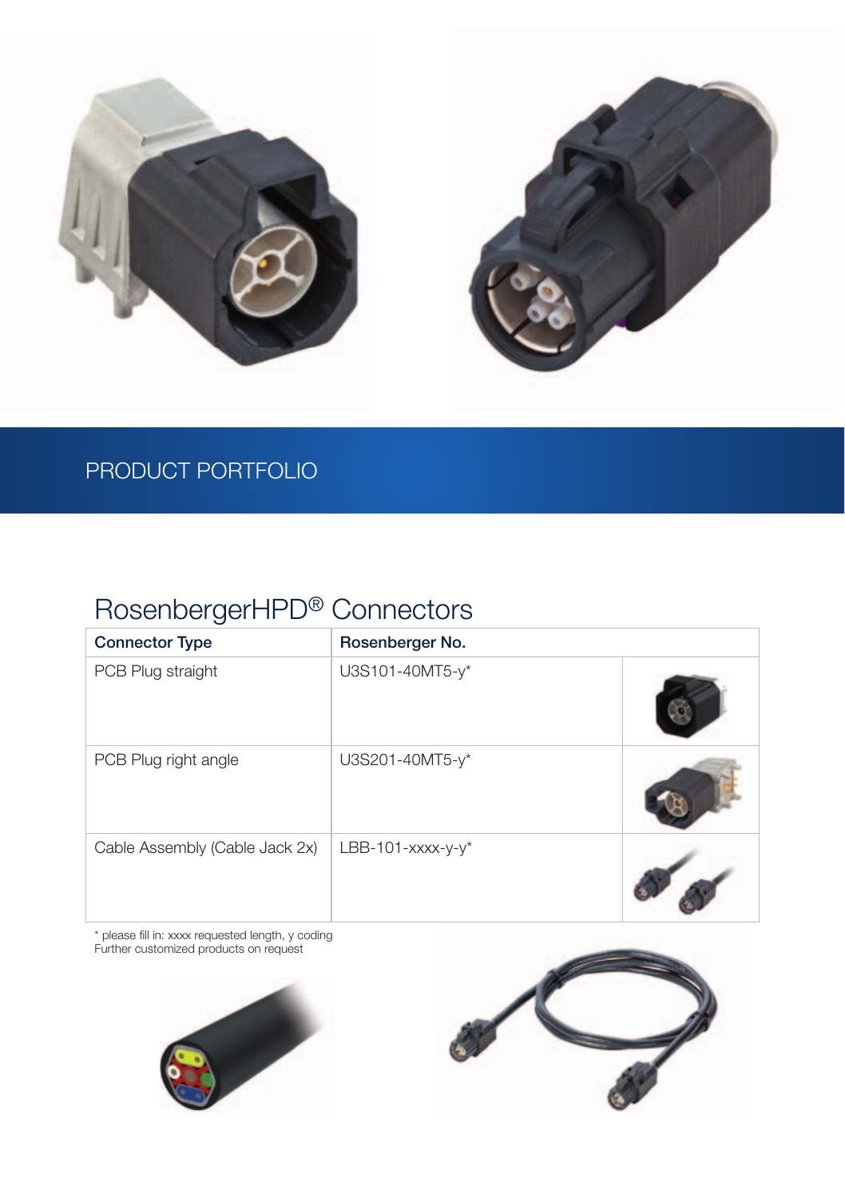PRODUCT PORTFOLIO

# RosenbergerHPD® Connectors

| Connector Type | Rosenberger No. | |
| --- | --- | --- |
| PCB Plug straight | U3S101-40MT5-y* | |
| PCB Plug right angle | U3S201-40MT5-y* | |
| Cable Assembly (Cable Jack 2x) | LBB-101-xxxx-y-y* | |

\* please fill in: xxxx requested length, y coding
Further customized products on request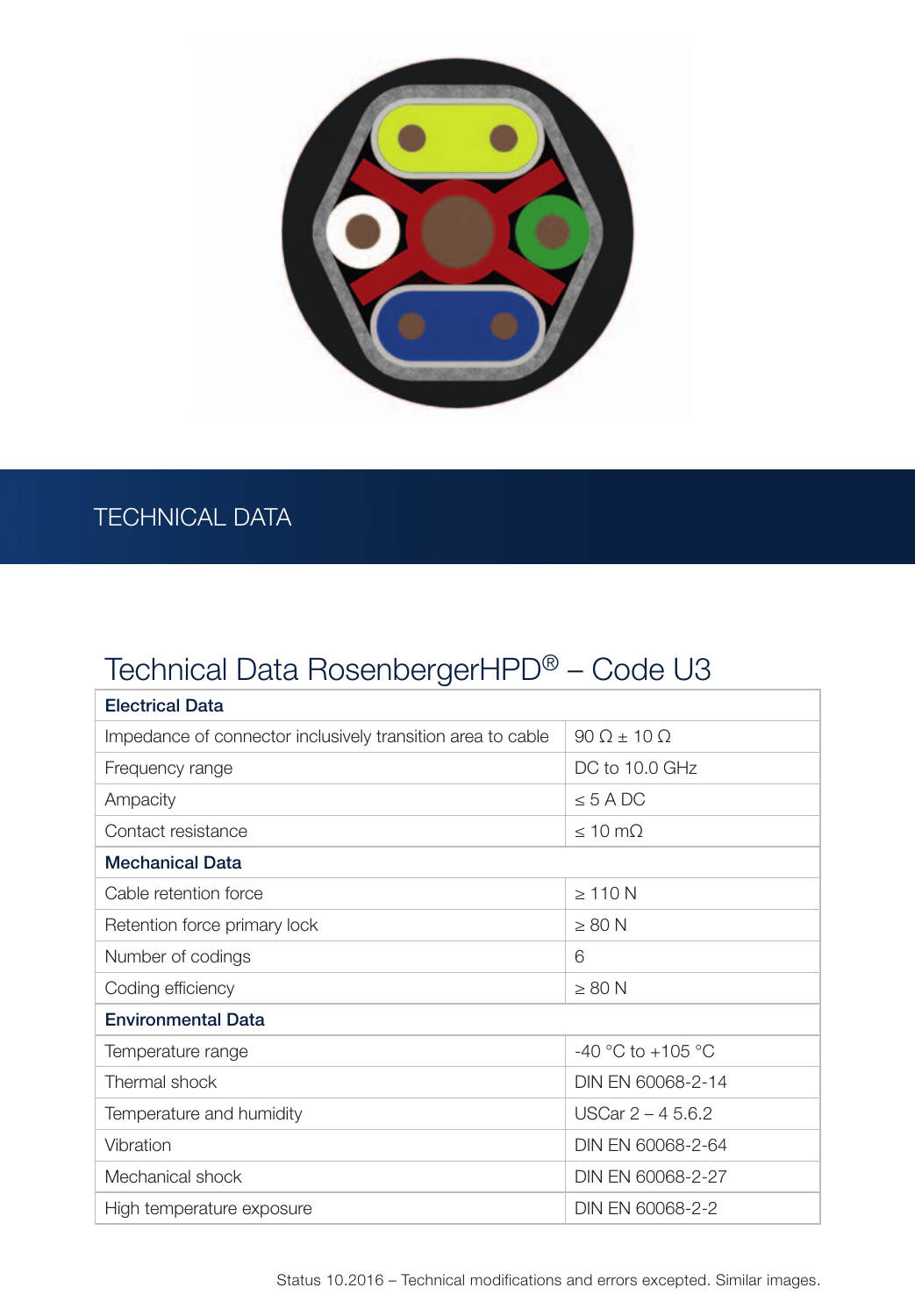## TECHNICAL DATA

### Technical Data RosenbergerHPD® – Code U3

| **Electrical Data** | |
|---|---|
| Impedance of connector inclusively transition area to cable | 90 Ω ± 10 Ω |
| Frequency range | DC to 10.0 GHz |
| Ampacity | ≤ 5 A DC |
| Contact resistance | ≤ 10 mΩ |
| **Mechanical Data** | |
| Cable retention force | ≥ 110 N |
| Retention force primary lock | ≥ 80 N |
| Number of codings | 6 |
| Coding efficiency | ≥ 80 N |
| **Environmental Data** | |
| Temperature range | -40 °C to +105 °C |
| Thermal shock | DIN EN 60068-2-14 |
| Temperature and humidity | USCar 2 – 4 5.6.2 |
| Vibration | DIN EN 60068-2-64 |
| Mechanical shock | DIN EN 60068-2-27 |
| High temperature exposure | DIN EN 60068-2-2 |

Status 10.2016 – Technical modifications and errors excepted. Similar images.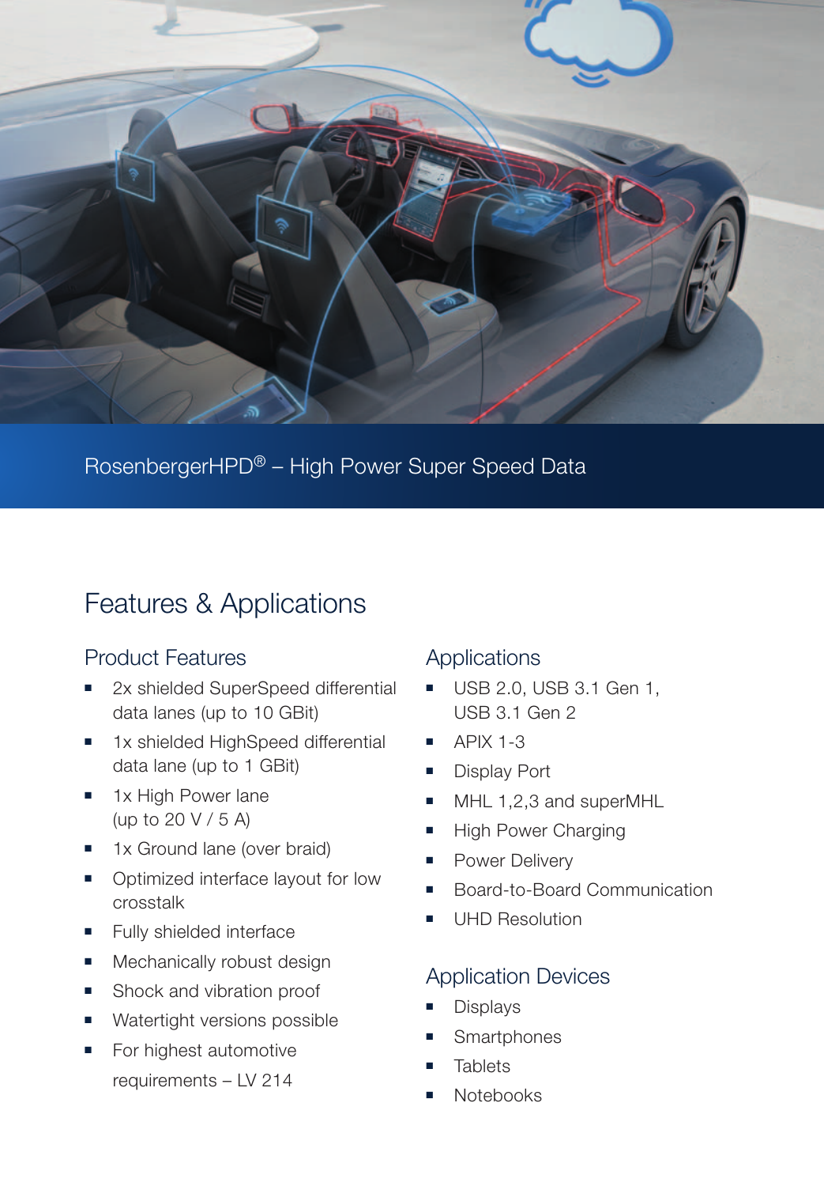RosenbergerHPD® – High Power Super Speed Data

# Features & Applications

## Product Features

- 2x shielded SuperSpeed differential data lanes (up to 10 GBit)
- 1x shielded HighSpeed differential data lane (up to 1 GBit)
- 1x High Power lane (up to 20 V / 5 A)
- 1x Ground lane (over braid)
- Optimized interface layout for low crosstalk
- Fully shielded interface
- Mechanically robust design
- Shock and vibration proof
- Watertight versions possible
- For highest automotive requirements – LV 214

## Applications

- USB 2.0, USB 3.1 Gen 1, USB 3.1 Gen 2
- APIX 1-3
- Display Port
- MHL 1,2,3 and superMHL
- High Power Charging
- Power Delivery
- Board-to-Board Communication
- UHD Resolution

## Application Devices

- Displays
- Smartphones
- Tablets
- Notebooks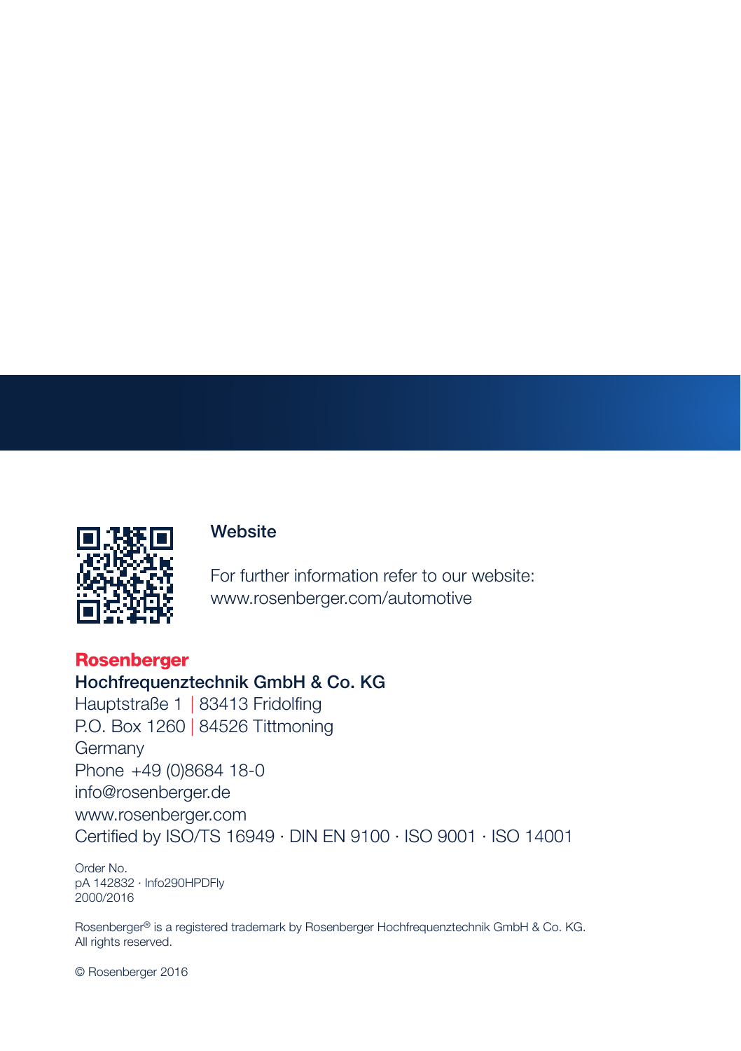## Website

For further information refer to our website:
www.rosenberger.com/automotive

**Rosenberger**
**Hochfrequenztechnik GmbH & Co. KG**
Hauptstraße 1 | 83413 Fridolfing
P.O. Box 1260 | 84526 Tittmoning
Germany
Phone +49 (0)8684 18-0
info@rosenberger.de
www.rosenberger.com
Certified by ISO/TS 16949 · DIN EN 9100 · ISO 9001 · ISO 14001

Order No.
pA 142832 · Info290HPDFly
2000/2016

Rosenberger® is a registered trademark by Rosenberger Hochfrequenztechnik GmbH & Co. KG.
All rights reserved.

© Rosenberger 2016